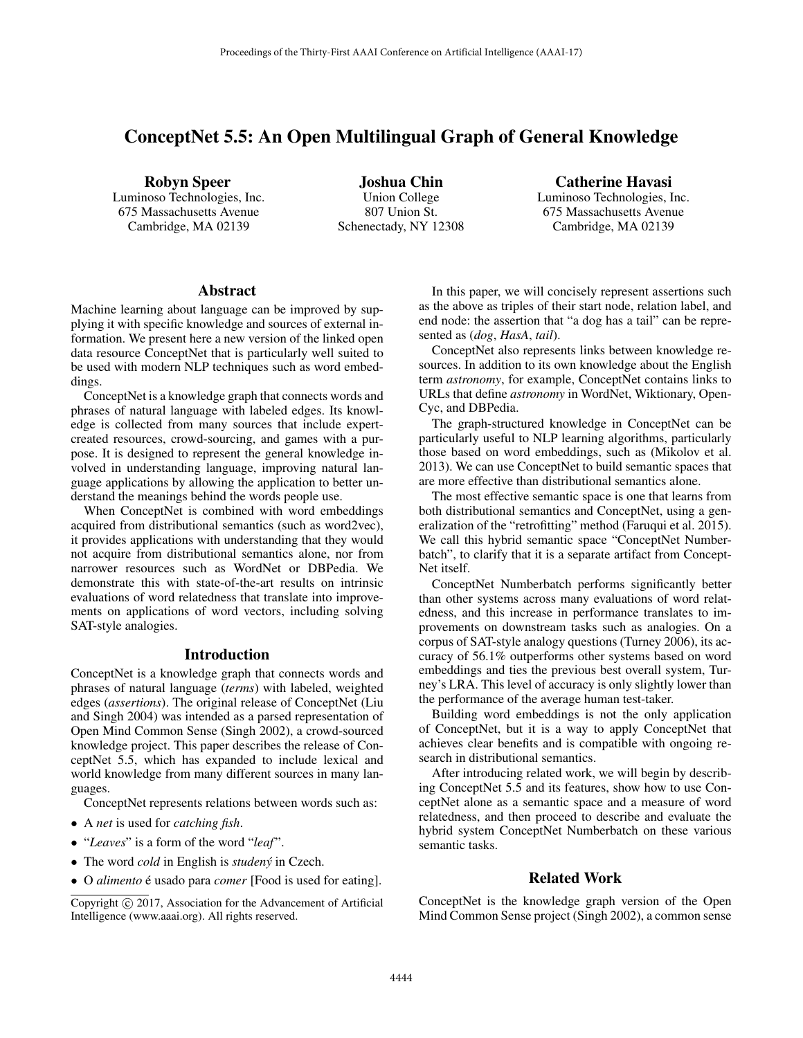# ConceptNet 5.5: An Open Multilingual Graph of General Knowledge

**Robyn Speer**
Luminoso Technologies, Inc.
675 Massachusetts Avenue
Cambridge, MA 02139

**Joshua Chin**
Union College
807 Union St.
Schenectady, NY 12308

**Catherine Havasi**
Luminoso Technologies, Inc.
675 Massachusetts Avenue
Cambridge, MA 02139

## Abstract

Machine learning about language can be improved by supplying it with specific knowledge and sources of external information. We present here a new version of the linked open data resource ConceptNet that is particularly well suited to be used with modern NLP techniques such as word embeddings.

ConceptNet is a knowledge graph that connects words and phrases of natural language with labeled edges. Its knowledge is collected from many sources that include expert-created resources, crowd-sourcing, and games with a purpose. It is designed to represent the general knowledge involved in understanding language, improving natural language applications by allowing the application to better understand the meanings behind the words people use.

When ConceptNet is combined with word embeddings acquired from distributional semantics (such as word2vec), it provides applications with understanding that they would not acquire from distributional semantics alone, nor from narrower resources such as WordNet or DBPedia. We demonstrate this with state-of-the-art results on intrinsic evaluations of word relatedness that translate into improvements on applications of word vectors, including solving SAT-style analogies.

## Introduction

ConceptNet is a knowledge graph that connects words and phrases of natural language (*terms*) with labeled, weighted edges (*assertions*). The original release of ConceptNet (Liu and Singh 2004) was intended as a parsed representation of Open Mind Common Sense (Singh 2002), a crowd-sourced knowledge project. This paper describes the release of ConceptNet 5.5, which has expanded to include lexical and world knowledge from many different sources in many languages.

ConceptNet represents relations between words such as:

- A *net* is used for *catching fish*.
- "*Leaves*" is a form of the word "*leaf*".
- The word *cold* in English is *studený* in Czech.
- O *alimento* é usado para *comer* [Food is used for eating].

Copyright © 2017, Association for the Advancement of Artificial Intelligence (www.aaai.org). All rights reserved.

In this paper, we will concisely represent assertions such as the above as triples of their start node, relation label, and end node: the assertion that "a dog has a tail" can be represented as (*dog*, *HasA*, *tail*).

ConceptNet also represents links between knowledge resources. In addition to its own knowledge about the English term *astronomy*, for example, ConceptNet contains links to URLs that define *astronomy* in WordNet, Wiktionary, OpenCyc, and DBPedia.

The graph-structured knowledge in ConceptNet can be particularly useful to NLP learning algorithms, particularly those based on word embeddings, such as (Mikolov et al. 2013). We can use ConceptNet to build semantic spaces that are more effective than distributional semantics alone.

The most effective semantic space is one that learns from both distributional semantics and ConceptNet, using a generalization of the "retrofitting" method (Faruqui et al. 2015). We call this hybrid semantic space "ConceptNet Numberbatch", to clarify that it is a separate artifact from ConceptNet itself.

ConceptNet Numberbatch performs significantly better than other systems across many evaluations of word relatedness, and this increase in performance translates to improvements on downstream tasks such as analogies. On a corpus of SAT-style analogy questions (Turney 2006), its accuracy of 56.1% outperforms other systems based on word embeddings and ties the previous best overall system, Turney's LRA. This level of accuracy is only slightly lower than the performance of the average human test-taker.

Building word embeddings is not the only application of ConceptNet, but it is a way to apply ConceptNet that achieves clear benefits and is compatible with ongoing research in distributional semantics.

After introducing related work, we will begin by describing ConceptNet 5.5 and its features, show how to use ConceptNet alone as a semantic space and a measure of word relatedness, and then proceed to describe and evaluate the hybrid system ConceptNet Numberbatch on these various semantic tasks.

## Related Work

ConceptNet is the knowledge graph version of the Open Mind Common Sense project (Singh 2002), a common sense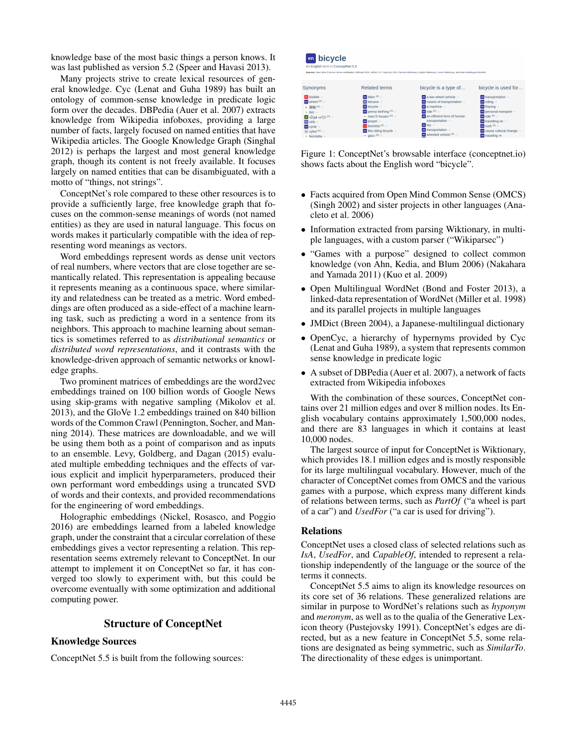knowledge base of the most basic things a person knows. It was last published as version 5.2 (Speer and Havasi 2013).

Many projects strive to create lexical resources of general knowledge. Cyc (Lenat and Guha 1989) has built an ontology of common-sense knowledge in predicate logic form over the decades. DBPedia (Auer et al. 2007) extracts knowledge from Wikipedia infoboxes, providing a large number of facts, largely focused on named entities that have Wikipedia articles. The Google Knowledge Graph (Singhal 2012) is perhaps the largest and most general knowledge graph, though its content is not freely available. It focuses largely on named entities that can be disambiguated, with a motto of "things, not strings".

ConceptNet's role compared to these other resources is to provide a sufficiently large, free knowledge graph that focuses on the common-sense meanings of words (not named entities) as they are used in natural language. This focus on words makes it particularly compatible with the idea of representing word meanings as vectors.

Word embeddings represent words as dense unit vectors of real numbers, where vectors that are close together are semantically related. This representation is appealing because it represents meaning as a continuous space, where similarity and relatedness can be treated as a metric. Word embeddings are often produced as a side-effect of a machine learning task, such as predicting a word in a sentence from its neighbors. This approach to machine learning about semantics is sometimes referred to as *distributional semantics* or *distributed word representations*, and it contrasts with the knowledge-driven approach of semantic networks or knowledge graphs.

Two prominent matrices of embeddings are the word2vec embeddings trained on 100 billion words of Google News using skip-grams with negative sampling (Mikolov et al. 2013), and the GloVe 1.2 embeddings trained on 840 billion words of the Common Crawl (Pennington, Socher, and Manning 2014). These matrices are downloadable, and we will be using them both as a point of comparison and as inputs to an ensemble. Levy, Goldberg, and Dagan (2015) evaluated multiple embedding techniques and the effects of various explicit and implicit hyperparameters, produced their own performant word embeddings using a truncated SVD of words and their contexts, and provided recommendations for the engineering of word embeddings.

Holographic embeddings (Nickel, Rosasco, and Poggio 2016) are embeddings learned from a labeled knowledge graph, under the constraint that a circular correlation of these embeddings gives a vector representing a relation. This representation seems extremely relevant to ConceptNet. In our attempt to implement it on ConceptNet so far, it has converged too slowly to experiment with, but this could be overcome eventually with some optimization and additional computing power.

## Structure of ConceptNet

### Knowledge Sources

ConceptNet 5.5 is built from the following sources:

Figure 1: ConceptNet's browsable interface (conceptnet.io) shows facts about the English word "bicycle".

- Facts acquired from Open Mind Common Sense (OMCS) (Singh 2002) and sister projects in other languages (Anacleto et al. 2006)
- Information extracted from parsing Wiktionary, in multiple languages, with a custom parser ("Wikiparsec")
- "Games with a purpose" designed to collect common knowledge (von Ahn, Kedia, and Blum 2006) (Nakahara and Yamada 2011) (Kuo et al. 2009)
- Open Multilingual WordNet (Bond and Foster 2013), a linked-data representation of WordNet (Miller et al. 1998) and its parallel projects in multiple languages
- JMDict (Breen 2004), a Japanese-multilingual dictionary
- OpenCyc, a hierarchy of hypernyms provided by Cyc (Lenat and Guha 1989), a system that represents common sense knowledge in predicate logic
- A subset of DBPedia (Auer et al. 2007), a network of facts extracted from Wikipedia infoboxes

With the combination of these sources, ConceptNet contains over 21 million edges and over 8 million nodes. Its English vocabulary contains approximately 1,500,000 nodes, and there are 83 languages in which it contains at least 10,000 nodes.

The largest source of input for ConceptNet is Wiktionary, which provides 18.1 million edges and is mostly responsible for its large multilingual vocabulary. However, much of the character of ConceptNet comes from OMCS and the various games with a purpose, which express many different kinds of relations between terms, such as *PartOf* ("a wheel is part of a car") and *UsedFor* ("a car is used for driving").

### Relations

ConceptNet uses a closed class of selected relations such as *IsA*, *UsedFor*, and *CapableOf*, intended to represent a relationship independently of the language or the source of the terms it connects.

ConceptNet 5.5 aims to align its knowledge resources on its core set of 36 relations. These generalized relations are similar in purpose to WordNet's relations such as *hyponym* and *meronym*, as well as to the qualia of the Generative Lexicon theory (Pustejovsky 1991). ConceptNet's edges are directed, but as a new feature in ConceptNet 5.5, some relations are designated as being symmetric, such as *SimilarTo*. The directionality of these edges is unimportant.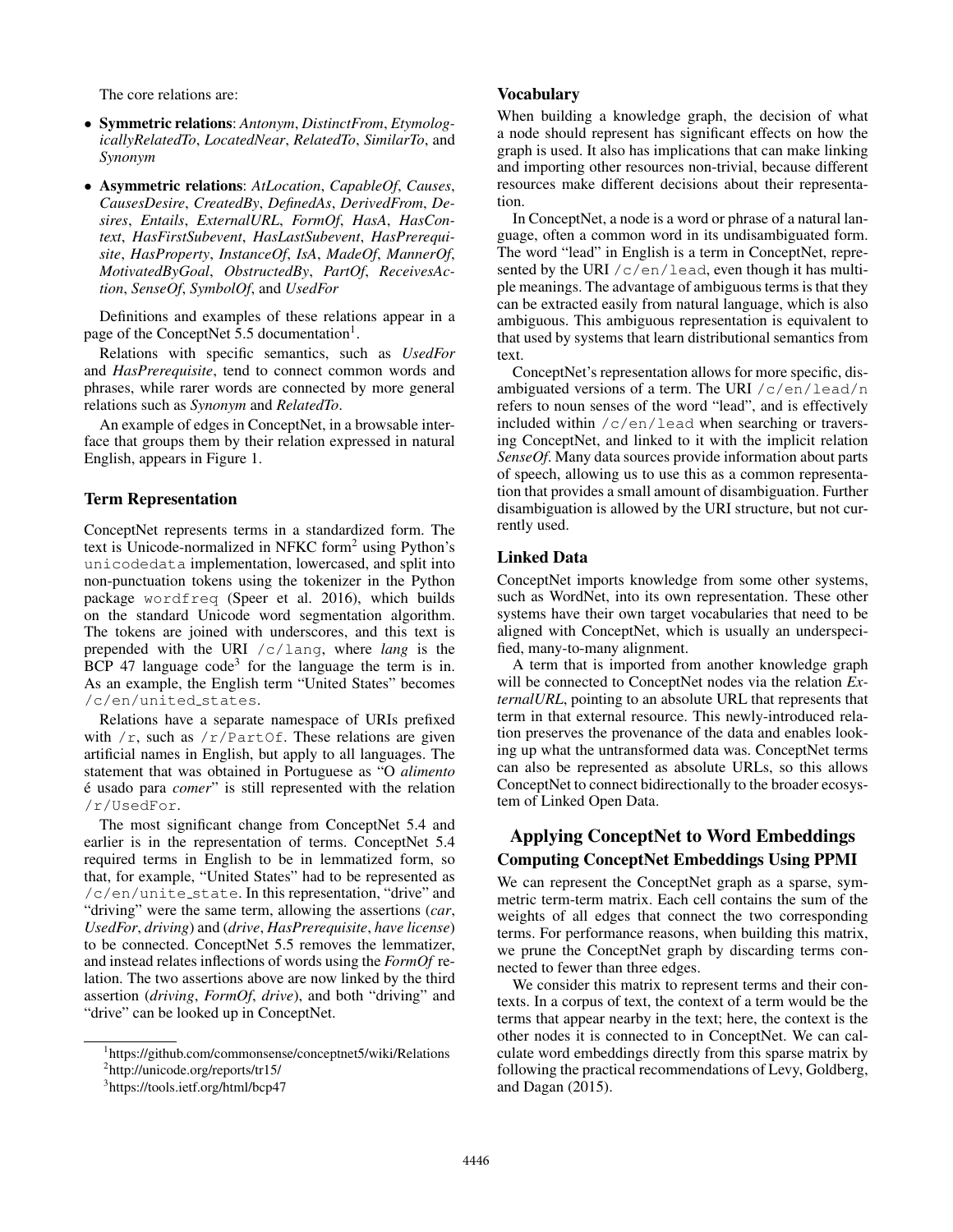The core relations are:

- **Symmetric relations**: *Antonym*, *DistinctFrom*, *EtymologicallyRelatedTo*, *LocatedNear*, *RelatedTo*, *SimilarTo*, and *Synonym*
- **Asymmetric relations**: *AtLocation*, *CapableOf*, *Causes*, *CausesDesire*, *CreatedBy*, *DefinedAs*, *DerivedFrom*, *Desires*, *Entails*, *ExternalURL*, *FormOf*, *HasA*, *HasContext*, *HasFirstSubevent*, *HasLastSubevent*, *HasPrerequisite*, *HasProperty*, *InstanceOf*, *IsA*, *MadeOf*, *MannerOf*, *MotivatedByGoal*, *ObstructedBy*, *PartOf*, *ReceivesAction*, *SenseOf*, *SymbolOf*, and *UsedFor*

Definitions and examples of these relations appear in a page of the ConceptNet 5.5 documentation[1].

Relations with specific semantics, such as *UsedFor* and *HasPrerequisite*, tend to connect common words and phrases, while rarer words are connected by more general relations such as *Synonym* and *RelatedTo*.

An example of edges in ConceptNet, in a browsable interface that groups them by their relation expressed in natural English, appears in Figure 1.

### Term Representation

ConceptNet represents terms in a standardized form. The text is Unicode-normalized in NFKC form[2] using Python's `unicodedata` implementation, lowercased, and split into non-punctuation tokens using the tokenizer in the Python package `wordfreq` (Speer et al. 2016), which builds on the standard Unicode word segmentation algorithm. The tokens are joined with underscores, and this text is prepended with the URI `/c/lang`, where *lang* is the BCP 47 language code[3] for the language the term is in. As an example, the English term "United States" becomes `/c/en/united_states`.

Relations have a separate namespace of URIs prefixed with `/r`, such as `/r/PartOf`. These relations are given artificial names in English, but apply to all languages. The statement that was obtained in Portuguese as "O *alimento* é usado para *comer*" is still represented with the relation `/r/UsedFor`.

The most significant change from ConceptNet 5.4 and earlier is in the representation of terms. ConceptNet 5.4 required terms in English to be in lemmatized form, so that, for example, "United States" had to be represented as `/c/en/unite_state`. In this representation, "drive" and "driving" were the same term, allowing the assertions (*car*, *UsedFor*, *driving*) and (*drive*, *HasPrerequisite*, *have license*) to be connected. ConceptNet 5.5 removes the lemmatizer, and instead relates inflections of words using the *FormOf* relation. The two assertions above are now linked by the third assertion (*driving*, *FormOf*, *drive*), and both "driving" and "drive" can be looked up in ConceptNet.

[1]https://github.com/commonsense/conceptnet5/wiki/Relations

[2]http://unicode.org/reports/tr15/

[3]https://tools.ietf.org/html/bcp47

### Vocabulary

When building a knowledge graph, the decision of what a node should represent has significant effects on how the graph is used. It also has implications that can make linking and importing other resources non-trivial, because different resources make different decisions about their representation.

In ConceptNet, a node is a word or phrase of a natural language, often a common word in its undisambiguated form. The word "lead" in English is a term in ConceptNet, represented by the URI `/c/en/lead`, even though it has multiple meanings. The advantage of ambiguous terms is that they can be extracted easily from natural language, which is also ambiguous. This ambiguous representation is equivalent to that used by systems that learn distributional semantics from text.

ConceptNet's representation allows for more specific, disambiguated versions of a term. The URI `/c/en/lead/n` refers to noun senses of the word "lead", and is effectively included within `/c/en/lead` when searching or traversing ConceptNet, and linked to it with the implicit relation *SenseOf*. Many data sources provide information about parts of speech, allowing us to use this as a common representation that provides a small amount of disambiguation. Further disambiguation is allowed by the URI structure, but not currently used.

### Linked Data

ConceptNet imports knowledge from some other systems, such as WordNet, into its own representation. These other systems have their own target vocabularies that need to be aligned with ConceptNet, which is usually an underspecified, many-to-many alignment.

A term that is imported from another knowledge graph will be connected to ConceptNet nodes via the relation *ExternalURL*, pointing to an absolute URL that represents that term in that external resource. This newly-introduced relation preserves the provenance of the data and enables looking up what the untransformed data was. ConceptNet terms can also be represented as absolute URLs, so this allows ConceptNet to connect bidirectionally to the broader ecosystem of Linked Open Data.

## Applying ConceptNet to Word Embeddings

### Computing ConceptNet Embeddings Using PPMI

We can represent the ConceptNet graph as a sparse, symmetric term-term matrix. Each cell contains the sum of the weights of all edges that connect the two corresponding terms. For performance reasons, when building this matrix, we prune the ConceptNet graph by discarding terms connected to fewer than three edges.

We consider this matrix to represent terms and their contexts. In a corpus of text, the context of a term would be the terms that appear nearby in the text; here, the context is the other nodes it is connected to in ConceptNet. We can calculate word embeddings directly from this sparse matrix by following the practical recommendations of Levy, Goldberg, and Dagan (2015).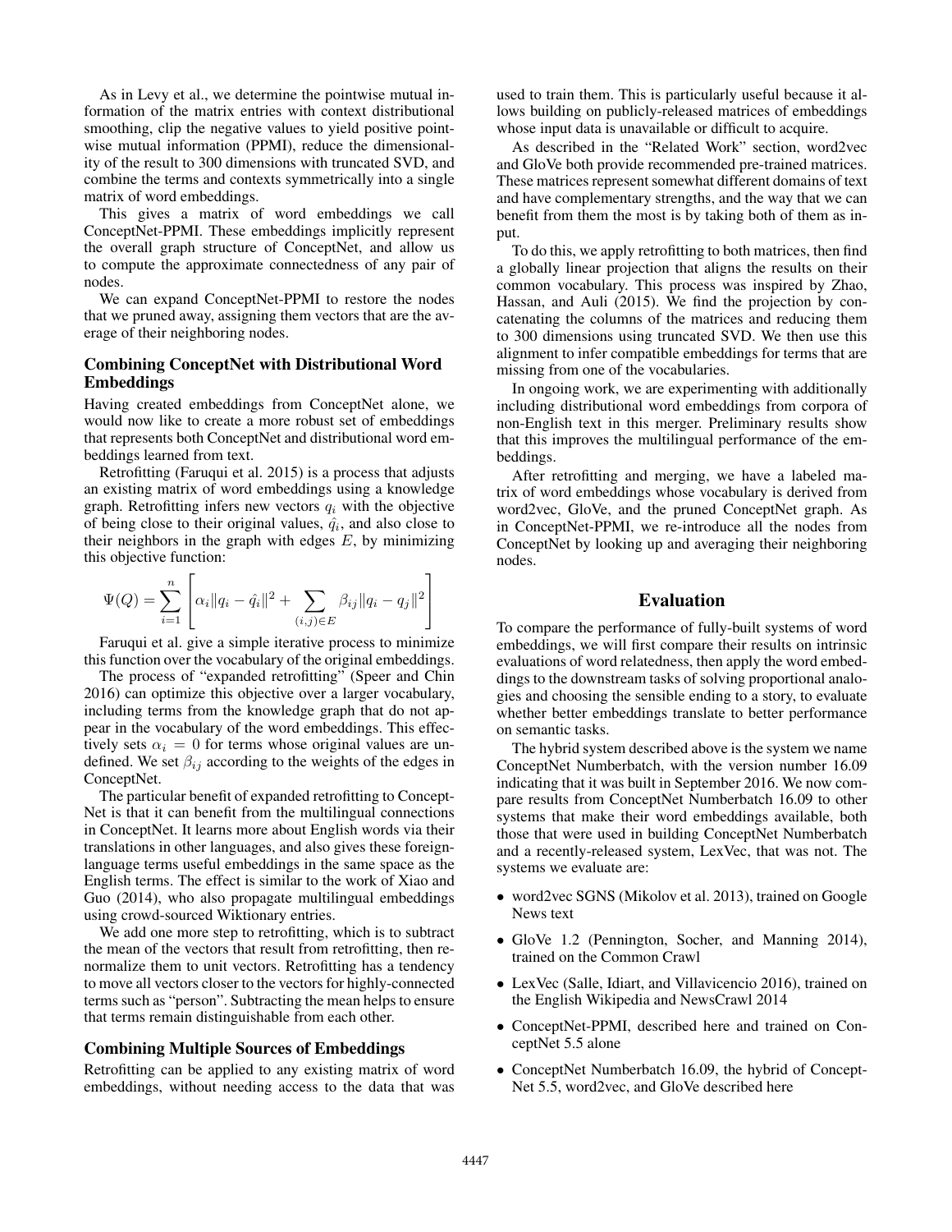As in Levy et al., we determine the pointwise mutual information of the matrix entries with context distributional smoothing, clip the negative values to yield positive pointwise mutual information (PPMI), reduce the dimensionality of the result to 300 dimensions with truncated SVD, and combine the terms and contexts symmetrically into a single matrix of word embeddings.

This gives a matrix of word embeddings we call ConceptNet-PPMI. These embeddings implicitly represent the overall graph structure of ConceptNet, and allow us to compute the approximate connectedness of any pair of nodes.

We can expand ConceptNet-PPMI to restore the nodes that we pruned away, assigning them vectors that are the average of their neighboring nodes.

### Combining ConceptNet with Distributional Word Embeddings

Having created embeddings from ConceptNet alone, we would now like to create a more robust set of embeddings that represents both ConceptNet and distributional word embeddings learned from text.

Retrofitting (Faruqui et al. 2015) is a process that adjusts an existing matrix of word embeddings using a knowledge graph. Retrofitting infers new vectors $q_i$ with the objective of being close to their original values, $\hat{q}_i$, and also close to their neighbors in the graph with edges $E$, by minimizing this objective function:

$$\Psi(Q) = \sum_{i=1}^{n} \left[ \alpha_i \|q_i - \hat{q}_i\|^2 + \sum_{(i,j) \in E} \beta_{ij} \|q_i - q_j\|^2 \right]$$

Faruqui et al. give a simple iterative process to minimize this function over the vocabulary of the original embeddings.

The process of "expanded retrofitting" (Speer and Chin 2016) can optimize this objective over a larger vocabulary, including terms from the knowledge graph that do not appear in the vocabulary of the word embeddings. This effectively sets $\alpha_i = 0$ for terms whose original values are undefined. We set $\beta_{ij}$ according to the weights of the edges in ConceptNet.

The particular benefit of expanded retrofitting to ConceptNet is that it can benefit from the multilingual connections in ConceptNet. It learns more about English words via their translations in other languages, and also gives these foreign-language terms useful embeddings in the same space as the English terms. The effect is similar to the work of Xiao and Guo (2014), who also propagate multilingual embeddings using crowd-sourced Wiktionary entries.

We add one more step to retrofitting, which is to subtract the mean of the vectors that result from retrofitting, then renormalize them to unit vectors. Retrofitting has a tendency to move all vectors closer to the vectors for highly-connected terms such as "person". Subtracting the mean helps to ensure that terms remain distinguishable from each other.

### Combining Multiple Sources of Embeddings

Retrofitting can be applied to any existing matrix of word embeddings, without needing access to the data that was used to train them. This is particularly useful because it allows building on publicly-released matrices of embeddings whose input data is unavailable or difficult to acquire.

As described in the "Related Work" section, word2vec and GloVe both provide recommended pre-trained matrices. These matrices represent somewhat different domains of text and have complementary strengths, and the way that we can benefit from them the most is by taking both of them as input.

To do this, we apply retrofitting to both matrices, then find a globally linear projection that aligns the results on their common vocabulary. This process was inspired by Zhao, Hassan, and Auli (2015). We find the projection by concatenating the columns of the matrices and reducing them to 300 dimensions using truncated SVD. We then use this alignment to infer compatible embeddings for terms that are missing from one of the vocabularies.

In ongoing work, we are experimenting with additionally including distributional word embeddings from corpora of non-English text in this merger. Preliminary results show that this improves the multilingual performance of the embeddings.

After retrofitting and merging, we have a labeled matrix of word embeddings whose vocabulary is derived from word2vec, GloVe, and the pruned ConceptNet graph. As in ConceptNet-PPMI, we re-introduce all the nodes from ConceptNet by looking up and averaging their neighboring nodes.

## Evaluation

To compare the performance of fully-built systems of word embeddings, we will first compare their results on intrinsic evaluations of word relatedness, then apply the word embeddings to the downstream tasks of solving proportional analogies and choosing the sensible ending to a story, to evaluate whether better embeddings translate to better performance on semantic tasks.

The hybrid system described above is the system we name ConceptNet Numberbatch, with the version number 16.09 indicating that it was built in September 2016. We now compare results from ConceptNet Numberbatch 16.09 to other systems that make their word embeddings available, both those that were used in building ConceptNet Numberbatch and a recently-released system, LexVec, that was not. The systems we evaluate are:

- word2vec SGNS (Mikolov et al. 2013), trained on Google News text
- GloVe 1.2 (Pennington, Socher, and Manning 2014), trained on the Common Crawl
- LexVec (Salle, Idiart, and Villavicencio 2016), trained on the English Wikipedia and NewsCrawl 2014
- ConceptNet-PPMI, described here and trained on ConceptNet 5.5 alone
- ConceptNet Numberbatch 16.09, the hybrid of ConceptNet 5.5, word2vec, and GloVe described here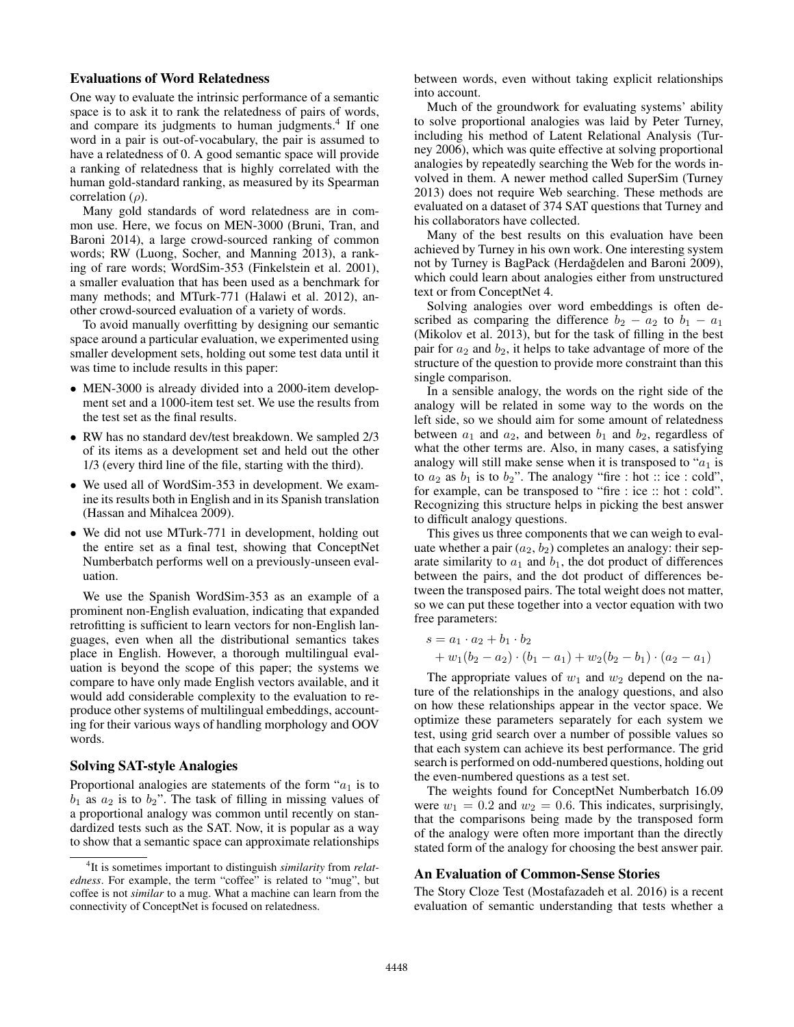### Evaluations of Word Relatedness

One way to evaluate the intrinsic performance of a semantic space is to ask it to rank the relatedness of pairs of words, and compare its judgments to human judgments.[4] If one word in a pair is out-of-vocabulary, the pair is assumed to have a relatedness of 0. A good semantic space will provide a ranking of relatedness that is highly correlated with the human gold-standard ranking, as measured by its Spearman correlation ($\rho$).

Many gold standards of word relatedness are in common use. Here, we focus on MEN-3000 (Bruni, Tran, and Baroni 2014), a large crowd-sourced ranking of common words; RW (Luong, Socher, and Manning 2013), a ranking of rare words; WordSim-353 (Finkelstein et al. 2001), a smaller evaluation that has been used as a benchmark for many methods; and MTurk-771 (Halawi et al. 2012), another crowd-sourced evaluation of a variety of words.

To avoid manually overfitting by designing our semantic space around a particular evaluation, we experimented using smaller development sets, holding out some test data until it was time to include results in this paper:

- MEN-3000 is already divided into a 2000-item development set and a 1000-item test set. We use the results from the test set as the final results.
- RW has no standard dev/test breakdown. We sampled 2/3 of its items as a development set and held out the other 1/3 (every third line of the file, starting with the third).
- We used all of WordSim-353 in development. We examine its results both in English and in its Spanish translation (Hassan and Mihalcea 2009).
- We did not use MTurk-771 in development, holding out the entire set as a final test, showing that ConceptNet Numberbatch performs well on a previously-unseen evaluation.

We use the Spanish WordSim-353 as an example of a prominent non-English evaluation, indicating that expanded retrofitting is sufficient to learn vectors for non-English languages, even when all the distributional semantics takes place in English. However, a thorough multilingual evaluation is beyond the scope of this paper; the systems we compare to have only made English vectors available, and it would add considerable complexity to the evaluation to reproduce other systems of multilingual embeddings, accounting for their various ways of handling morphology and OOV words.

### Solving SAT-style Analogies

Proportional analogies are statements of the form "$a_1$ is to $b_1$ as $a_2$ is to $b_2$". The task of filling in missing values of a proportional analogy was common until recently on standardized tests such as the SAT. Now, it is popular as a way to show that a semantic space can approximate relationships between words, even without taking explicit relationships into account.

Much of the groundwork for evaluating systems' ability to solve proportional analogies was laid by Peter Turney, including his method of Latent Relational Analysis (Turney 2006), which was quite effective at solving proportional analogies by repeatedly searching the Web for the words involved in them. A newer method called SuperSim (Turney 2013) does not require Web searching. These methods are evaluated on a dataset of 374 SAT questions that Turney and his collaborators have collected.

Many of the best results on this evaluation have been achieved by Turney in his own work. One interesting system not by Turney is BagPack (Herdağdelen and Baroni 2009), which could learn about analogies either from unstructured text or from ConceptNet 4.

Solving analogies over word embeddings is often described as comparing the difference $b_2 - a_2$ to $b_1 - a_1$ (Mikolov et al. 2013), but for the task of filling in the best pair for $a_2$ and $b_2$, it helps to take advantage of more of the structure of the question to provide more constraint than this single comparison.

In a sensible analogy, the words on the right side of the analogy will be related in some way to the words on the left side, so we should aim for some amount of relatedness between $a_1$ and $a_2$, and between $b_1$ and $b_2$, regardless of what the other terms are. Also, in many cases, a satisfying analogy will still make sense when it is transposed to "$a_1$ is to $a_2$ as $b_1$ is to $b_2$". The analogy "fire : hot :: ice : cold", for example, can be transposed to "fire : ice :: hot : cold". Recognizing this structure helps in picking the best answer to difficult analogy questions.

This gives us three components that we can weigh to evaluate whether a pair ($a_2$, $b_2$) completes an analogy: their separate similarity to $a_1$ and $b_1$, the dot product of differences between the pairs, and the dot product of differences between the transposed pairs. The total weight does not matter, so we can put these together into a vector equation with two free parameters:

$$
\begin{aligned}
s &= a_1 \cdot a_2 + b_1 \cdot b_2 \\
&\quad + w_1(b_2 - a_2) \cdot (b_1 - a_1) + w_2(b_2 - b_1) \cdot (a_2 - a_1)
\end{aligned}
$$

The appropriate values of $w_1$ and $w_2$ depend on the nature of the relationships in the analogy questions, and also on how these relationships appear in the vector space. We optimize these parameters separately for each system we test, using grid search over a number of possible values so that each system can achieve its best performance. The grid search is performed on odd-numbered questions, holding out the even-numbered questions as a test set.

The weights found for ConceptNet Numberbatch 16.09 were $w_1 = 0.2$ and $w_2 = 0.6$. This indicates, surprisingly, that the comparisons being made by the transposed form of the analogy were often more important than the directly stated form of the analogy for choosing the best answer pair.

### An Evaluation of Common-Sense Stories

The Story Cloze Test (Mostafazadeh et al. 2016) is a recent evaluation of semantic understanding that tests whether a

[4] It is sometimes important to distinguish *similarity* from *relatedness*. For example, the term "coffee" is related to "mug", but coffee is not *similar* to a mug. What a machine can learn from the connectivity of ConceptNet is focused on relatedness.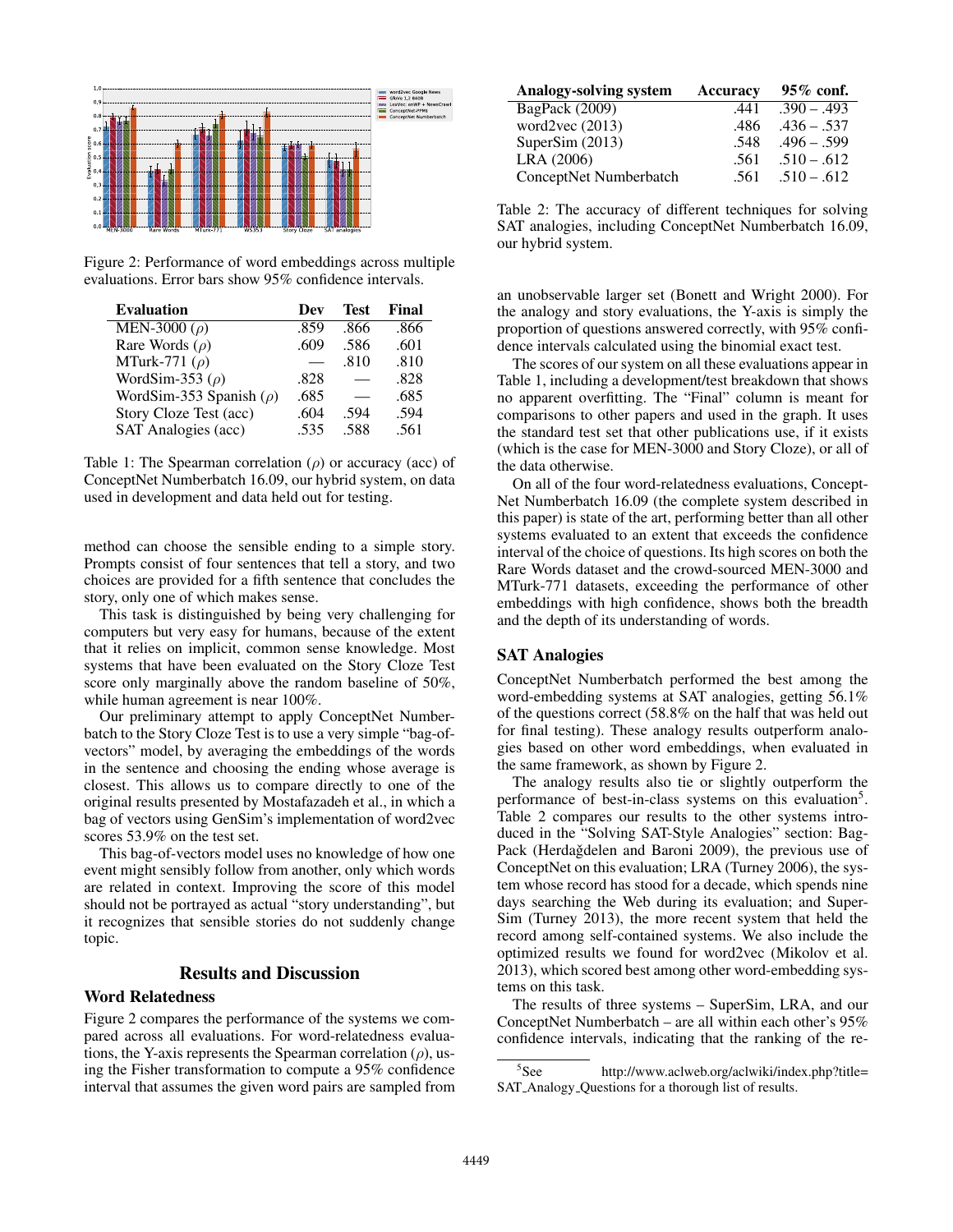Figure 2: Performance of word embeddings across multiple evaluations. Error bars show 95% confidence intervals.

| Evaluation | Dev | Test | Final |
|---|---|---|---|
| MEN-3000 ($\rho$) | .859 | .866 | .866 |
| Rare Words ($\rho$) | .609 | .586 | .601 |
| MTurk-771 ($\rho$) | — | .810 | .810 |
| WordSim-353 ($\rho$) | .828 | — | .828 |
| WordSim-353 Spanish ($\rho$) | .685 | — | .685 |
| Story Cloze Test (acc) | .604 | .594 | .594 |
| SAT Analogies (acc) | .535 | .588 | .561 |

Table 1: The Spearman correlation ($\rho$) or accuracy (acc) of ConceptNet Numberbatch 16.09, our hybrid system, on data used in development and data held out for testing.

method can choose the sensible ending to a simple story. Prompts consist of four sentences that tell a story, and two choices are provided for a fifth sentence that concludes the story, only one of which makes sense.

This task is distinguished by being very challenging for computers but very easy for humans, because of the extent that it relies on implicit, common sense knowledge. Most systems that have been evaluated on the Story Cloze Test score only marginally above the random baseline of 50%, while human agreement is near 100%.

Our preliminary attempt to apply ConceptNet Numberbatch to the Story Cloze Test is to use a very simple "bag-of-vectors" model, by averaging the embeddings of the words in the sentence and choosing the ending whose average is closest. This allows us to compare directly to one of the original results presented by Mostafazadeh et al., in which a bag of vectors using GenSim's implementation of word2vec scores 53.9% on the test set.

This bag-of-vectors model uses no knowledge of how one event might sensibly follow from another, only which words are related in context. Improving the score of this model should not be portrayed as actual "story understanding", but it recognizes that sensible stories do not suddenly change topic.

## Results and Discussion

### Word Relatedness

Figure 2 compares the performance of the systems we compared across all evaluations. For word-relatedness evaluations, the Y-axis represents the Spearman correlation ($\rho$), using the Fisher transformation to compute a 95% confidence interval that assumes the given word pairs are sampled from an unobservable larger set (Bonett and Wright 2000). For the analogy and story evaluations, the Y-axis is simply the proportion of questions answered correctly, with 95% confidence intervals calculated using the binomial exact test.

| Analogy-solving system | Accuracy | 95% conf. |
|---|---|---|
| BagPack (2009) | .441 | .390 – .493 |
| word2vec (2013) | .486 | .436 – .537 |
| SuperSim (2013) | .548 | .496 – .599 |
| LRA (2006) | .561 | .510 – .612 |
| ConceptNet Numberbatch | .561 | .510 – .612 |

Table 2: The accuracy of different techniques for solving SAT analogies, including ConceptNet Numberbatch 16.09, our hybrid system.

The scores of our system on all these evaluations appear in Table 1, including a development/test breakdown that shows no apparent overfitting. The "Final" column is meant for comparisons to other papers and used in the graph. It uses the standard test set that other publications use, if it exists (which is the case for MEN-3000 and Story Cloze), or all of the data otherwise.

On all of the four word-relatedness evaluations, ConceptNet Numberbatch 16.09 (the complete system described in this paper) is state of the art, performing better than all other systems evaluated to an extent that exceeds the confidence interval of the choice of questions. Its high scores on both the Rare Words dataset and the crowd-sourced MEN-3000 and MTurk-771 datasets, exceeding the performance of other embeddings with high confidence, shows both the breadth and the depth of its understanding of words.

### SAT Analogies

ConceptNet Numberbatch performed the best among the word-embedding systems at SAT analogies, getting 56.1% of the questions correct (58.8% on the half that was held out for final testing). These analogy results outperform analogies based on other word embeddings, when evaluated in the same framework, as shown by Figure 2.

The analogy results also tie or slightly outperform the performance of best-in-class systems on this evaluation[5]. Table 2 compares our results to the other systems introduced in the "Solving SAT-Style Analogies" section: BagPack (Herdağdelen and Baroni 2009), the previous use of ConceptNet on this evaluation; LRA (Turney 2006), the system whose record has stood for a decade, which spends nine days searching the Web during its evaluation; and SuperSim (Turney 2013), the more recent system that held the record among self-contained systems. We also include the optimized results we found for word2vec (Mikolov et al. 2013), which scored best among other word-embedding systems on this task.

The results of three systems – SuperSim, LRA, and our ConceptNet Numberbatch – are all within each other's 95% confidence intervals, indicating that the ranking of the re-

[5] See http://www.aclweb.org/aclwiki/index.php?title=SAT_Analogy_Questions for a thorough list of results.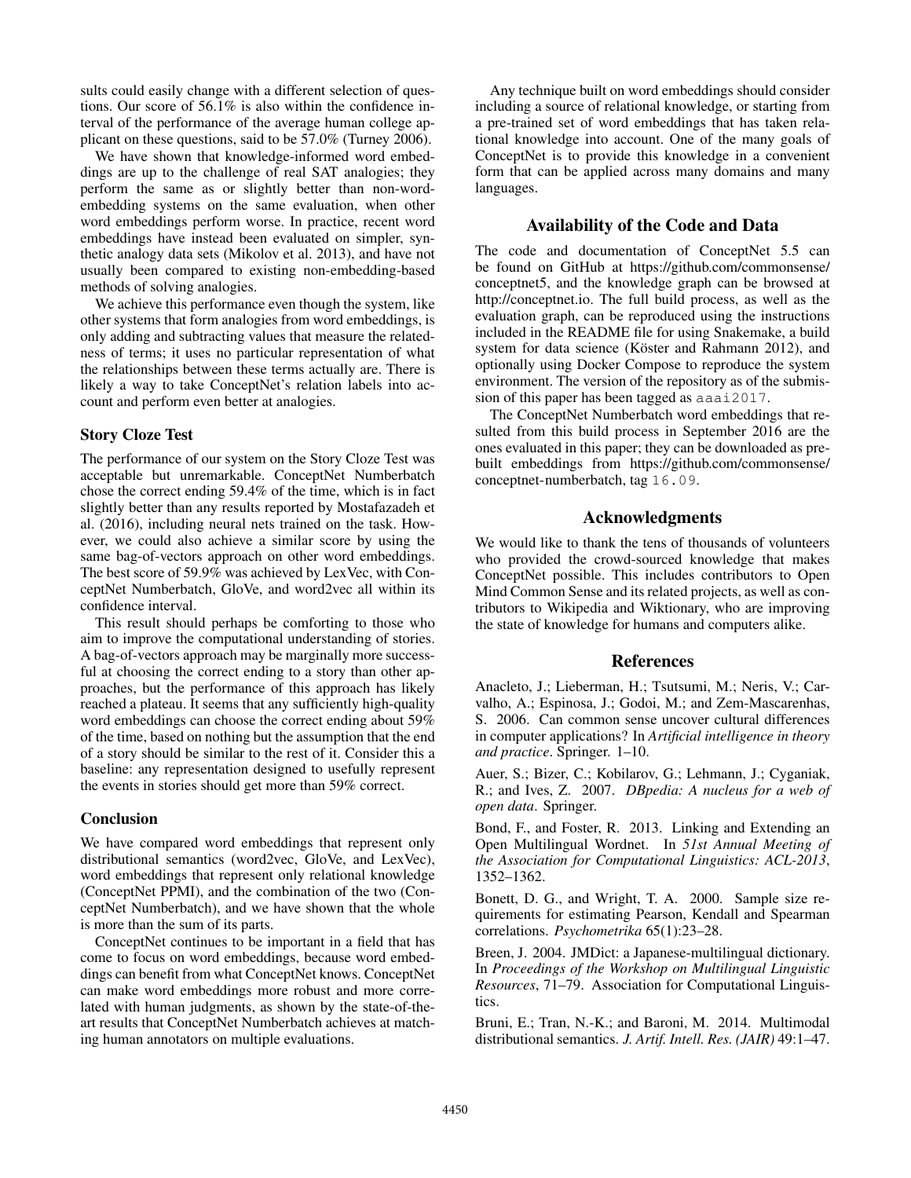sults could easily change with a different selection of questions. Our score of 56.1% is also within the confidence interval of the performance of the average human college applicant on these questions, said to be 57.0% (Turney 2006).

We have shown that knowledge-informed word embeddings are up to the challenge of real SAT analogies; they perform the same as or slightly better than non-word-embedding systems on the same evaluation, when other word embeddings perform worse. In practice, recent word embeddings have instead been evaluated on simpler, synthetic analogy data sets (Mikolov et al. 2013), and have not usually been compared to existing non-embedding-based methods of solving analogies.

We achieve this performance even though the system, like other systems that form analogies from word embeddings, is only adding and subtracting values that measure the relatedness of terms; it uses no particular representation of what the relationships between these terms actually are. There is likely a way to take ConceptNet's relation labels into account and perform even better at analogies.

### Story Cloze Test

The performance of our system on the Story Cloze Test was acceptable but unremarkable. ConceptNet Numberbatch chose the correct ending 59.4% of the time, which is in fact slightly better than any results reported by Mostafazadeh et al. (2016), including neural nets trained on the task. However, we could also achieve a similar score by using the same bag-of-vectors approach on other word embeddings. The best score of 59.9% was achieved by LexVec, with ConceptNet Numberbatch, GloVe, and word2vec all within its confidence interval.

This result should perhaps be comforting to those who aim to improve the computational understanding of stories. A bag-of-vectors approach may be marginally more successful at choosing the correct ending to a story than other approaches, but the performance of this approach has likely reached a plateau. It seems that any sufficiently high-quality word embeddings can choose the correct ending about 59% of the time, based on nothing but the assumption that the end of a story should be similar to the rest of it. Consider this a baseline: any representation designed to usefully represent the events in stories should get more than 59% correct.

### Conclusion

We have compared word embeddings that represent only distributional semantics (word2vec, GloVe, and LexVec), word embeddings that represent only relational knowledge (ConceptNet PPMI), and the combination of the two (ConceptNet Numberbatch), and we have shown that the whole is more than the sum of its parts.

ConceptNet continues to be important in a field that has come to focus on word embeddings, because word embeddings can benefit from what ConceptNet knows. ConceptNet can make word embeddings more robust and more correlated with human judgments, as shown by the state-of-the-art results that ConceptNet Numberbatch achieves at matching human annotators on multiple evaluations.

Any technique built on word embeddings should consider including a source of relational knowledge, or starting from a pre-trained set of word embeddings that has taken relational knowledge into account. One of the many goals of ConceptNet is to provide this knowledge in a convenient form that can be applied across many domains and many languages.

## Availability of the Code and Data

The code and documentation of ConceptNet 5.5 can be found on GitHub at https://github.com/commonsense/conceptnet5, and the knowledge graph can be browsed at http://conceptnet.io. The full build process, as well as the evaluation graph, can be reproduced using the instructions included in the README file for using Snakemake, a build system for data science (Köster and Rahmann 2012), and optionally using Docker Compose to reproduce the system environment. The version of the repository as of the submission of this paper has been tagged as `aaai2017`.

The ConceptNet Numberbatch word embeddings that resulted from this build process in September 2016 are the ones evaluated in this paper; they can be downloaded as pre-built embeddings from https://github.com/commonsense/conceptnet-numberbatch, tag `16.09`.

## Acknowledgments

We would like to thank the tens of thousands of volunteers who provided the crowd-sourced knowledge that makes ConceptNet possible. This includes contributors to Open Mind Common Sense and its related projects, as well as contributors to Wikipedia and Wiktionary, who are improving the state of knowledge for humans and computers alike.

## References

Anacleto, J.; Lieberman, H.; Tsutsumi, M.; Neris, V.; Carvalho, A.; Espinosa, J.; Godoi, M.; and Zem-Mascarenhas, S. 2006. Can common sense uncover cultural differences in computer applications? In *Artificial intelligence in theory and practice*. Springer. 1–10.

Auer, S.; Bizer, C.; Kobilarov, G.; Lehmann, J.; Cyganiak, R.; and Ives, Z. 2007. *DBpedia: A nucleus for a web of open data*. Springer.

Bond, F., and Foster, R. 2013. Linking and Extending an Open Multilingual Wordnet. In *51st Annual Meeting of the Association for Computational Linguistics: ACL-2013*, 1352–1362.

Bonett, D. G., and Wright, T. A. 2000. Sample size requirements for estimating Pearson, Kendall and Spearman correlations. *Psychometrika* 65(1):23–28.

Breen, J. 2004. JMDict: a Japanese-multilingual dictionary. In *Proceedings of the Workshop on Multilingual Linguistic Resources*, 71–79. Association for Computational Linguistics.

Bruni, E.; Tran, N.-K.; and Baroni, M. 2014. Multimodal distributional semantics. *J. Artif. Intell. Res. (JAIR)* 49:1–47.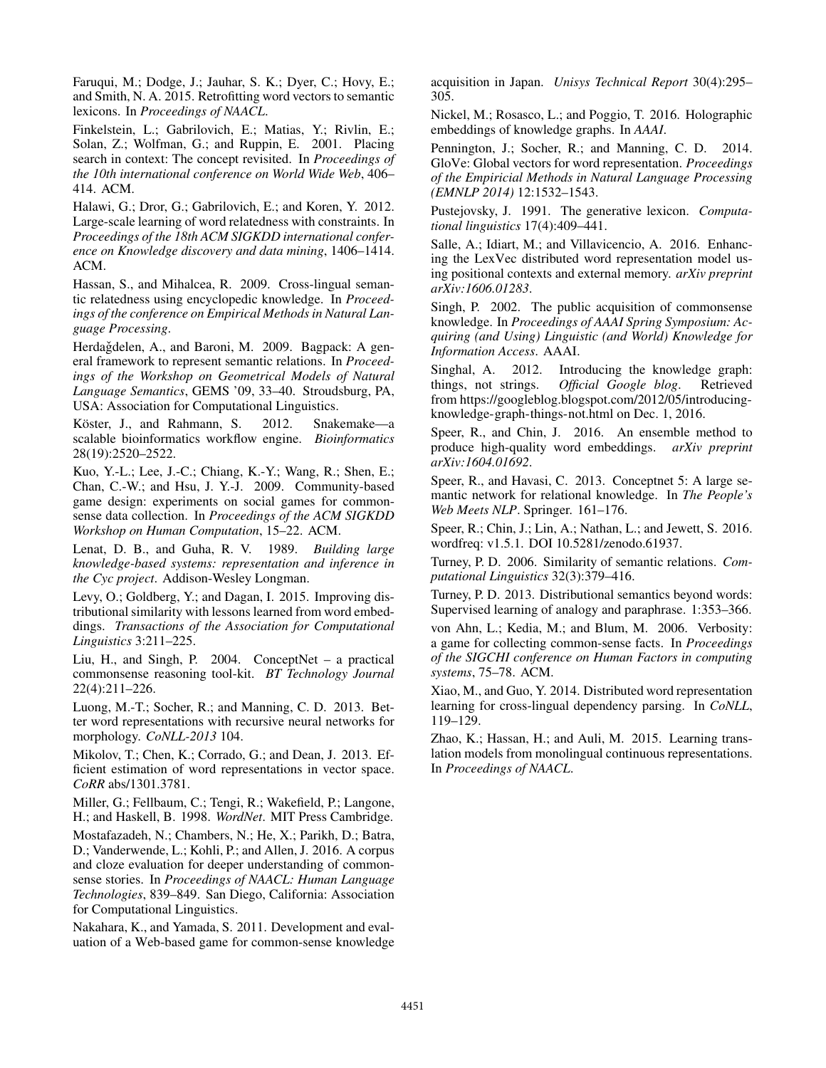Faruqui, M.; Dodge, J.; Jauhar, S. K.; Dyer, C.; Hovy, E.; and Smith, N. A. 2015. Retrofitting word vectors to semantic lexicons. In *Proceedings of NAACL*.

Finkelstein, L.; Gabrilovich, E.; Matias, Y.; Rivlin, E.; Solan, Z.; Wolfman, G.; and Ruppin, E. 2001. Placing search in context: The concept revisited. In *Proceedings of the 10th international conference on World Wide Web*, 406–414. ACM.

Halawi, G.; Dror, G.; Gabrilovich, E.; and Koren, Y. 2012. Large-scale learning of word relatedness with constraints. In *Proceedings of the 18th ACM SIGKDD international conference on Knowledge discovery and data mining*, 1406–1414. ACM.

Hassan, S., and Mihalcea, R. 2009. Cross-lingual semantic relatedness using encyclopedic knowledge. In *Proceedings of the conference on Empirical Methods in Natural Language Processing*.

Herdağdelen, A., and Baroni, M. 2009. Bagpack: A general framework to represent semantic relations. In *Proceedings of the Workshop on Geometrical Models of Natural Language Semantics*, GEMS '09, 33–40. Stroudsburg, PA, USA: Association for Computational Linguistics.

Köster, J., and Rahmann, S. 2012. Snakemake—a scalable bioinformatics workflow engine. *Bioinformatics* 28(19):2520–2522.

Kuo, Y.-L.; Lee, J.-C.; Chiang, K.-Y.; Wang, R.; Shen, E.; Chan, C.-W.; and Hsu, J. Y.-J. 2009. Community-based game design: experiments on social games for commonsense data collection. In *Proceedings of the ACM SIGKDD Workshop on Human Computation*, 15–22. ACM.

Lenat, D. B., and Guha, R. V. 1989. *Building large knowledge-based systems: representation and inference in the Cyc project*. Addison-Wesley Longman.

Levy, O.; Goldberg, Y.; and Dagan, I. 2015. Improving distributional similarity with lessons learned from word embeddings. *Transactions of the Association for Computational Linguistics* 3:211–225.

Liu, H., and Singh, P. 2004. ConceptNet – a practical commonsense reasoning tool-kit. *BT Technology Journal* 22(4):211–226.

Luong, M.-T.; Socher, R.; and Manning, C. D. 2013. Better word representations with recursive neural networks for morphology. *CoNLL-2013* 104.

Mikolov, T.; Chen, K.; Corrado, G.; and Dean, J. 2013. Efficient estimation of word representations in vector space. *CoRR* abs/1301.3781.

Miller, G.; Fellbaum, C.; Tengi, R.; Wakefield, P.; Langone, H.; and Haskell, B. 1998. *WordNet*. MIT Press Cambridge.

Mostafazadeh, N.; Chambers, N.; He, X.; Parikh, D.; Batra, D.; Vanderwende, L.; Kohli, P.; and Allen, J. 2016. A corpus and cloze evaluation for deeper understanding of commonsense stories. In *Proceedings of NAACL: Human Language Technologies*, 839–849. San Diego, California: Association for Computational Linguistics.

Nakahara, K., and Yamada, S. 2011. Development and evaluation of a Web-based game for common-sense knowledge acquisition in Japan. *Unisys Technical Report* 30(4):295–305.

Nickel, M.; Rosasco, L.; and Poggio, T. 2016. Holographic embeddings of knowledge graphs. In *AAAI*.

Pennington, J.; Socher, R.; and Manning, C. D. 2014. GloVe: Global vectors for word representation. *Proceedings of the Empiricial Methods in Natural Language Processing (EMNLP 2014)* 12:1532–1543.

Pustejovsky, J. 1991. The generative lexicon. *Computational linguistics* 17(4):409–441.

Salle, A.; Idiart, M.; and Villavicencio, A. 2016. Enhancing the LexVec distributed word representation model using positional contexts and external memory. *arXiv preprint arXiv:1606.01283*.

Singh, P. 2002. The public acquisition of commonsense knowledge. In *Proceedings of AAAI Spring Symposium: Acquiring (and Using) Linguistic (and World) Knowledge for Information Access*. AAAI.

Singhal, A. 2012. Introducing the knowledge graph: things, not strings. *Official Google blog*. Retrieved from https://googleblog.blogspot.com/2012/05/introducing-knowledge-graph-things-not.html on Dec. 1, 2016.

Speer, R., and Chin, J. 2016. An ensemble method to produce high-quality word embeddings. *arXiv preprint arXiv:1604.01692*.

Speer, R., and Havasi, C. 2013. Conceptnet 5: A large semantic network for relational knowledge. In *The People's Web Meets NLP*. Springer. 161–176.

Speer, R.; Chin, J.; Lin, A.; Nathan, L.; and Jewett, S. 2016. wordfreq: v1.5.1. DOI 10.5281/zenodo.61937.

Turney, P. D. 2006. Similarity of semantic relations. *Computational Linguistics* 32(3):379–416.

Turney, P. D. 2013. Distributional semantics beyond words: Supervised learning of analogy and paraphrase. 1:353–366.

von Ahn, L.; Kedia, M.; and Blum, M. 2006. Verbosity: a game for collecting common-sense facts. In *Proceedings of the SIGCHI conference on Human Factors in computing systems*, 75–78. ACM.

Xiao, M., and Guo, Y. 2014. Distributed word representation learning for cross-lingual dependency parsing. In *CoNLL*, 119–129.

Zhao, K.; Hassan, H.; and Auli, M. 2015. Learning translation models from monolingual continuous representations. In *Proceedings of NAACL*.